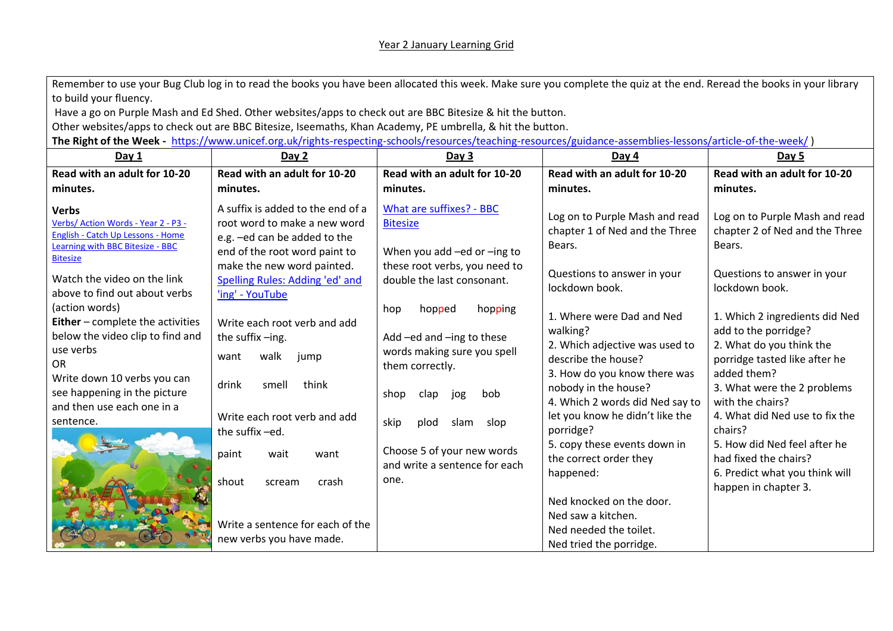Year 2 January Learning Grid

Remember to use your Bug Club log in to read the books you have been allocated this week. Make sure you complete the quiz at the end. Reread the books in your library to build your fluency.

Have a go on Purple Mash and Ed Shed. Other websites/apps to check out are BBC Bitesize & hit the button.

Other websites/apps to check out are BBC Bitesize, Iseemaths, Khan Academy, PE umbrella, & hit the button.

**The Right of the Week -** https://www.unicef.org.uk/rights-respecting-schools/resources/teaching-resources/guidance-assemblies-lessons/article-of-the-week/ )

| **Day 1** | **Day 2** | **Day 3** | **Day 4** | **Day 5** |
|---|---|---|---|---|
| **Read with an adult for 10-20 minutes.**<br><br>**Verbs**<br>Verbs/ Action Words - Year 2 - P3 - English - Catch Up Lessons - Home Learning with BBC Bitesize - BBC Bitesize<br><br>Watch the video on the link above to find out about verbs (action words)<br>**Either** – complete the activities below the video clip to find and use verbs<br>OR<br>Write down 10 verbs you can see happening in the picture and then use each one in a sentence. | **Read with an adult for 10-20 minutes.**<br><br>A suffix is added to the end of a root word to make a new word e.g. –ed can be added to the end of the root word paint to make the new word painted.<br>Spelling Rules: Adding 'ed' and 'ing' - YouTube<br><br>Write each root verb and add the suffix –ing.<br>want walk jump<br>drink smell think<br><br>Write each root verb and add the suffix –ed.<br>paint wait want<br>shout scream crash<br><br>Write a sentence for each of the new verbs you have made. | **Read with an adult for 10-20 minutes.**<br><br>What are suffixes? - BBC Bitesize<br><br>When you add –ed or –ing to these root verbs, you need to double the last consonant.<br><br>hop hopped hopping<br><br>Add –ed and –ing to these words making sure you spell them correctly.<br><br>shop clap jog bob<br>skip plod slam slop<br><br>Choose 5 of your new words and write a sentence for each one. | **Read with an adult for 10-20 minutes.**<br><br>Log on to Purple Mash and read chapter 1 of Ned and the Three Bears.<br><br>Questions to answer in your lockdown book.<br><br>1. Where were Dad and Ned walking?<br>2. Which adjective was used to describe the house?<br>3. How do you know there was nobody in the house?<br>4. Which 2 words did Ned say to let you know he didn't like the porridge?<br>5. copy these events down in the correct order they happened:<br><br>Ned knocked on the door.<br>Ned saw a kitchen.<br>Ned needed the toilet.<br>Ned tried the porridge. | **Read with an adult for 10-20 minutes.**<br><br>Log on to Purple Mash and read chapter 2 of Ned and the Three Bears.<br><br>Questions to answer in your lockdown book.<br><br>1. Which 2 ingredients did Ned add to the porridge?<br>2. What do you think the porridge tasted like after he added them?<br>3. What were the 2 problems with the chairs?<br>4. What did Ned use to fix the chairs?<br>5. How did Ned feel after he had fixed the chairs?<br>6. Predict what you think will happen in chapter 3. |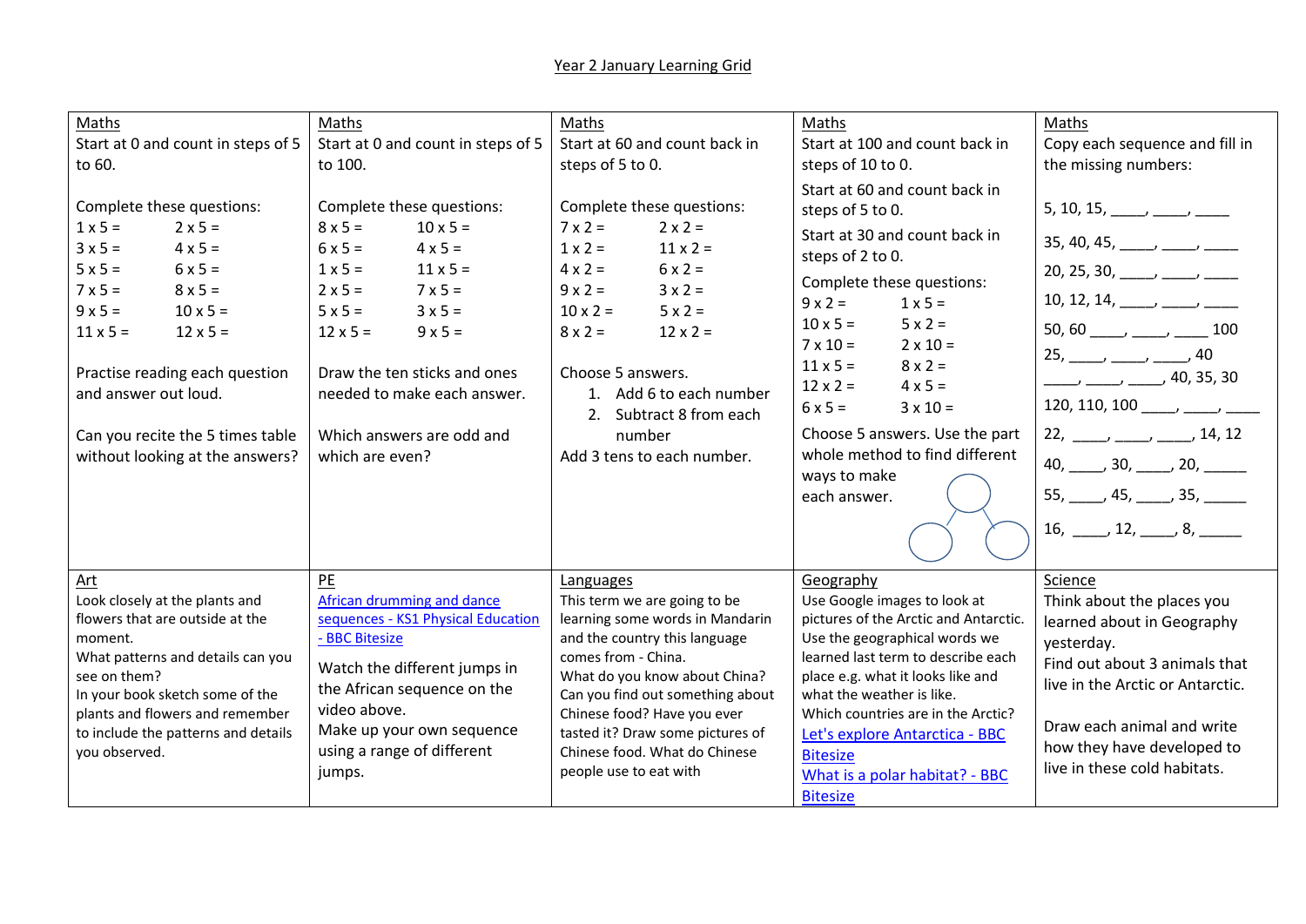# Year 2 January Learning Grid

| Maths | Maths | Maths | Maths | Maths |
|---|---|---|---|---|
| Start at 0 and count in steps of 5 to 60.<br><br>Complete these questions:<br>1 x 5 = &nbsp;&nbsp;&nbsp; 2 x 5 =<br>3 x 5 = &nbsp;&nbsp;&nbsp; 4 x 5 =<br>5 x 5 = &nbsp;&nbsp;&nbsp; 6 x 5 =<br>7 x 5 = &nbsp;&nbsp;&nbsp; 8 x 5 =<br>9 x 5 = &nbsp;&nbsp;&nbsp; 10 x 5 =<br>11 x 5 = &nbsp;&nbsp;&nbsp; 12 x 5 =<br><br>Practise reading each question and answer out loud.<br><br>Can you recite the 5 times table without looking at the answers? | Start at 0 and count in steps of 5 to 100.<br><br>Complete these questions:<br>8 x 5 = &nbsp;&nbsp;&nbsp; 10 x 5 =<br>6 x 5 = &nbsp;&nbsp;&nbsp; 4 x 5 =<br>1 x 5 = &nbsp;&nbsp;&nbsp; 11 x 5 =<br>2 x 5 = &nbsp;&nbsp;&nbsp; 7 x 5 =<br>5 x 5 = &nbsp;&nbsp;&nbsp; 3 x 5 =<br>12 x 5 = &nbsp;&nbsp;&nbsp; 9 x 5 =<br><br>Draw the ten sticks and ones needed to make each answer.<br><br>Which answers are odd and which are even? | Start at 60 and count back in steps of 5 to 0.<br><br>Complete these questions:<br>7 x 2 = &nbsp;&nbsp;&nbsp; 2 x 2 =<br>1 x 2 = &nbsp;&nbsp;&nbsp; 11 x 2 =<br>4 x 2 = &nbsp;&nbsp;&nbsp; 6 x 2 =<br>9 x 2 = &nbsp;&nbsp;&nbsp; 3 x 2 =<br>10 x 2 = &nbsp;&nbsp;&nbsp; 5 x 2 =<br>8 x 2 = &nbsp;&nbsp;&nbsp; 12 x 2 =<br><br>Choose 5 answers.<br>1. Add 6 to each number<br>2. Subtract 8 from each number<br>Add 3 tens to each number. | Start at 100 and count back in steps of 10 to 0.<br><br>Start at 60 and count back in steps of 5 to 0.<br><br>Start at 30 and count back in steps of 2 to 0.<br><br>Complete these questions:<br>9 x 2 = &nbsp;&nbsp;&nbsp; 1 x 5 =<br>10 x 5 = &nbsp;&nbsp;&nbsp; 5 x 2 =<br>7 x 10 = &nbsp;&nbsp;&nbsp; 2 x 10 =<br>11 x 5 = &nbsp;&nbsp;&nbsp; 8 x 2 =<br>12 x 2 = &nbsp;&nbsp;&nbsp; 4 x 5 =<br>6 x 5 = &nbsp;&nbsp;&nbsp; 3 x 10 =<br><br>Choose 5 answers. Use the part whole method to find different ways to make each answer. | Copy each sequence and fill in the missing numbers:<br><br>5, 10, 15, ____, ____, ____<br>35, 40, 45, ____, ____, ____<br>20, 25, 30, ____, ____, ____<br>10, 12, 14, ____, ____, ____<br>50, 60 ____, ____, ____ 100<br>25, ____, ____, ____, 40<br>____, ____, ____, 40, 35, 30<br>120, 110, 100 ____, ____, ____<br>22, ____, ____, ____, 14, 12<br>40, ____, 30, ____, 20, _____<br>55, ____, 45, ____, 35, _____<br>16, ____, 12, ____, 8, _____ |
| **Art**<br>Look closely at the plants and flowers that are outside at the moment.<br>What patterns and details can you see on them?<br>In your book sketch some of the plants and flowers and remember to include the patterns and details you observed. | **PE**<br>African drumming and dance sequences - KS1 Physical Education - BBC Bitesize<br><br>Watch the different jumps in the African sequence on the video above.<br>Make up your own sequence using a range of different jumps. | **Languages**<br>This term we are going to be learning some words in Mandarin and the country this language comes from - China.<br>What do you know about China? Can you find out something about Chinese food? Have you ever tasted it? Draw some pictures of Chinese food. What do Chinese people use to eat with | **Geography**<br>Use Google images to look at pictures of the Arctic and Antarctic. Use the geographical words we learned last term to describe each place e.g. what it looks like and what the weather is like.<br>Which countries are in the Arctic?<br>Let's explore Antarctica - BBC Bitesize<br>What is a polar habitat? - BBC Bitesize | **Science**<br>Think about the places you learned about in Geography yesterday.<br>Find out about 3 animals that live in the Arctic or Antarctic.<br><br>Draw each animal and write how they have developed to live in these cold habitats. |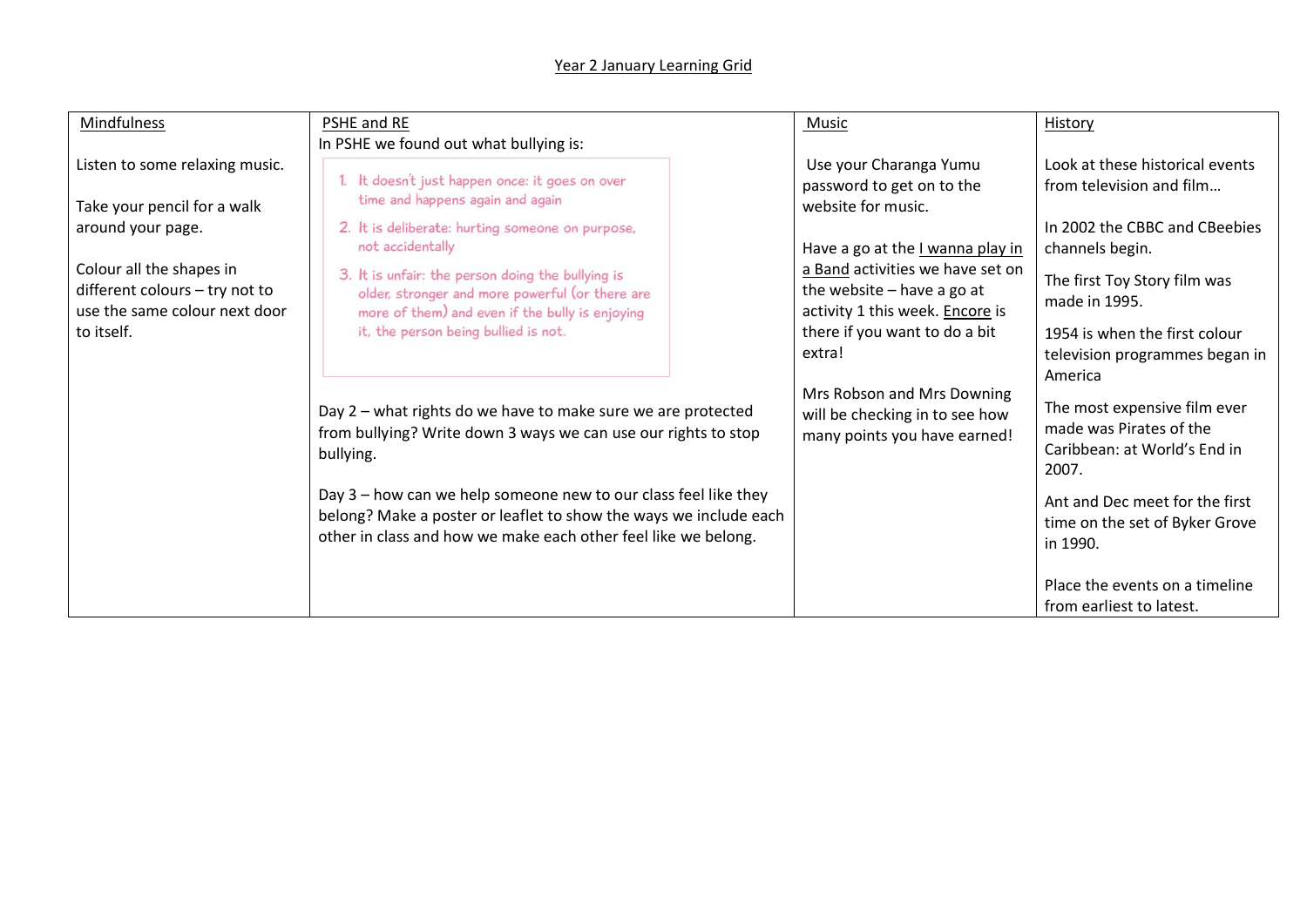Year 2 January Learning Grid

| Mindfulness | PSHE and RE | Music | History |
|---|---|---|---|
| Listen to some relaxing music.<br><br>Take your pencil for a walk around your page.<br><br>Colour all the shapes in different colours – try not to use the same colour next door to itself. | In PSHE we found out what bullying is:<br><br>1. It doesn't just happen once: it goes on over time and happens again and again<br>2. It is deliberate: hurting someone on purpose, not accidentally<br>3. It is unfair: the person doing the bullying is older, stronger and more powerful (or there are more of them) and even if the bully is enjoying it, the person being bullied is not.<br><br>Day 2 – what rights do we have to make sure we are protected from bullying? Write down 3 ways we can use our rights to stop bullying.<br><br>Day 3 – how can we help someone new to our class feel like they belong? Make a poster or leaflet to show the ways we include each other in class and how we make each other feel like we belong. | Use your Charanga Yumu password to get on to the website for music.<br><br>Have a go at the I wanna play in a Band activities we have set on the website – have a go at activity 1 this week. Encore is there if you want to do a bit extra!<br><br>Mrs Robson and Mrs Downing will be checking in to see how many points you have earned! | Look at these historical events from television and film…<br><br>In 2002 the CBBC and CBeebies channels begin.<br><br>The first Toy Story film was made in 1995.<br><br>1954 is when the first colour television programmes began in America<br><br>The most expensive film ever made was Pirates of the Caribbean: at World's End in 2007.<br><br>Ant and Dec meet for the first time on the set of Byker Grove in 1990.<br><br>Place the events on a timeline from earliest to latest. |